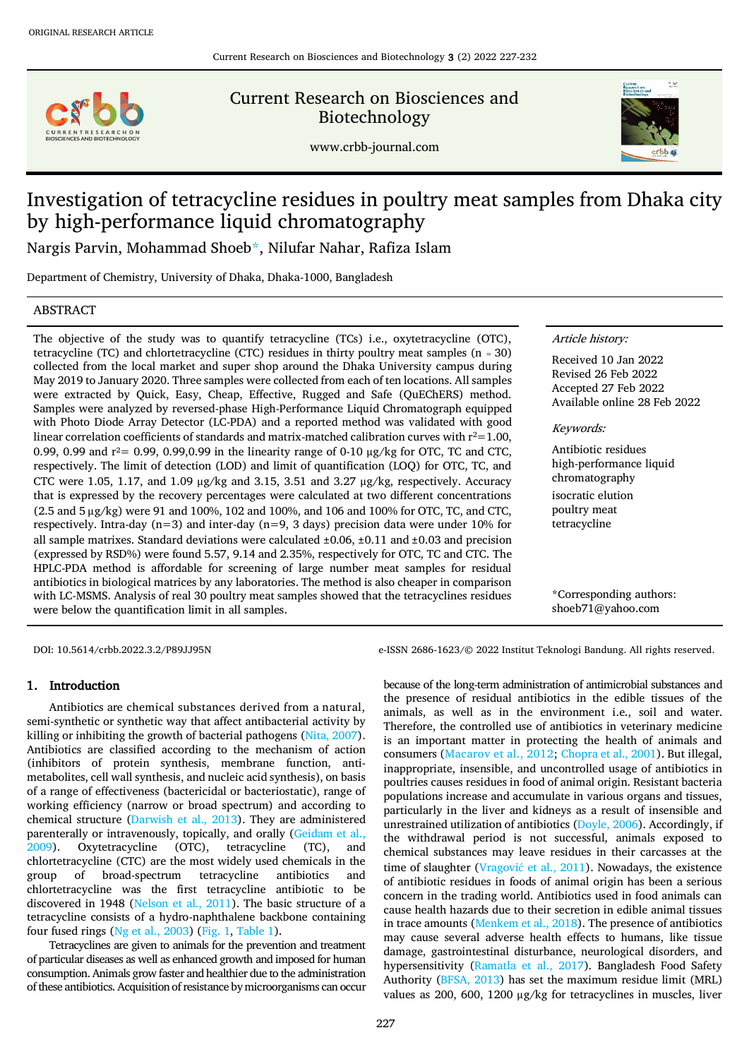ORIGINAL RESEARCH ARTICLE

Current Research on Biosciences and Biotechnology

www.crbb-journal.com

# Investigation of tetracycline residues in poultry meat samples from Dhaka city by high-performance liquid chromatography

Nargis Parvin, Mohammad Shoeb*, Nilufar Nahar, Rafiza Islam

Department of Chemistry, University of Dhaka, Dhaka-1000, Bangladesh

## ABSTRACT

The objective of the study was to quantify tetracycline (TCs) i.e., oxytetracycline (OTC), tetracycline (TC) and chlortetracycline (CTC) residues in thirty poultry meat samples (n = 30) collected from the local market and super shop around the Dhaka University campus during May 2019 to January 2020. Three samples were collected from each of ten locations. All samples were extracted by Quick, Easy, Cheap, Effective, Rugged and Safe (QuEChERS) method. Samples were analyzed by reversed-phase High-Performance Liquid Chromatograph equipped with Photo Diode Array Detector (LC-PDA) and a reported method was validated with good linear correlation coefficients of standards and matrix-matched calibration curves with $r^2$=1.00, 0.99, 0.99 and $r^2$= 0.99, 0.99,0.99 in the linearity range of 0-10 µg/kg for OTC, TC and CTC, respectively. The limit of detection (LOD) and limit of quantification (LOQ) for OTC, TC, and CTC were 1.05, 1.17, and 1.09 µg/kg and 3.15, 3.51 and 3.27 µg/kg, respectively. Accuracy that is expressed by the recovery percentages were calculated at two different concentrations (2.5 and 5 µg/kg) were 91 and 100%, 102 and 100%, and 106 and 100% for OTC, TC, and CTC, respectively. Intra-day (n=3) and inter-day (n=9, 3 days) precision data were under 10% for all sample matrixes. Standard deviations were calculated ±0.06, ±0.11 and ±0.03 and precision (expressed by RSD%) were found 5.57, 9.14 and 2.35%, respectively for OTC, TC and CTC. The HPLC-PDA method is affordable for screening of large number meat samples for residual antibiotics in biological matrices by any laboratories. The method is also cheaper in comparison with LC-MSMS. Analysis of real 30 poultry meat samples showed that the tetracyclines residues were below the quantification limit in all samples.

*Article history:*

Received 10 Jan 2022
Revised 26 Feb 2022
Accepted 27 Feb 2022
Available online 28 Feb 2022

*Keywords:*

Antibiotic residues
high-performance liquid chromatography
isocratic elution
poultry meat
tetracycline

*Corresponding authors:
shoeb71@yahoo.com

DOI: 10.5614/crbb.2022.3.2/P89JJ95N

e-ISSN 2686-1623/© 2022 Institut Teknologi Bandung. All rights reserved.

## 1. Introduction

Antibiotics are chemical substances derived from a natural, semi-synthetic or synthetic way that affect antibacterial activity by killing or inhibiting the growth of bacterial pathogens (Nita, 2007). Antibiotics are classified according to the mechanism of action (inhibitors of protein synthesis, membrane function, anti-metabolites, cell wall synthesis, and nucleic acid synthesis), on basis of a range of effectiveness (bactericidal or bacteriostatic), range of working efficiency (narrow or broad spectrum) and according to chemical structure (Darwish et al., 2013). They are administered parenterally or intravenously, topically, and orally (Geidam et al., 2009). Oxytetracycline (OTC), tetracycline (TC), and chlortetracycline (CTC) are the most widely used chemicals in the group of broad-spectrum tetracycline antibiotics and chlortetracycline was the first tetracycline antibiotic to be discovered in 1948 (Nelson et al., 2011). The basic structure of a tetracycline consists of a hydro-naphthalene backbone containing four fused rings (Ng et al., 2003) (Fig. 1, Table 1).

Tetracyclines are given to animals for the prevention and treatment of particular diseases as well as enhanced growth and imposed for human consumption. Animals grow faster and healthier due to the administration of these antibiotics. Acquisition of resistance by microorganisms can occur because of the long-term administration of antimicrobial substances and the presence of residual antibiotics in the edible tissues of the animals, as well as in the environment i.e., soil and water. Therefore, the controlled use of antibiotics in veterinary medicine is an important matter in protecting the health of animals and consumers (Macarov et al., 2012; Chopra et al., 2001). But illegal, inappropriate, insensible, and uncontrolled usage of antibiotics in poultries causes residues in food of animal origin. Resistant bacteria populations increase and accumulate in various organs and tissues, particularly in the liver and kidneys as a result of insensible and unrestrained utilization of antibiotics (Doyle, 2006). Accordingly, if the withdrawal period is not successful, animals exposed to chemical substances may leave residues in their carcasses at the time of slaughter (Vragović et al., 2011). Nowadays, the existence of antibiotic residues in foods of animal origin has been a serious concern in the trading world. Antibiotics used in food animals can cause health hazards due to their secretion in edible animal tissues in trace amounts (Menkem et al., 2018). The presence of antibiotics may cause several adverse health effects to humans, like tissue damage, gastrointestinal disturbance, neurological disorders, and hypersensitivity (Ramatla et al., 2017). Bangladesh Food Safety Authority (BFSA, 2013) has set the maximum residue limit (MRL) values as 200, 600, 1200 µg/kg for tetracyclines in muscles, liver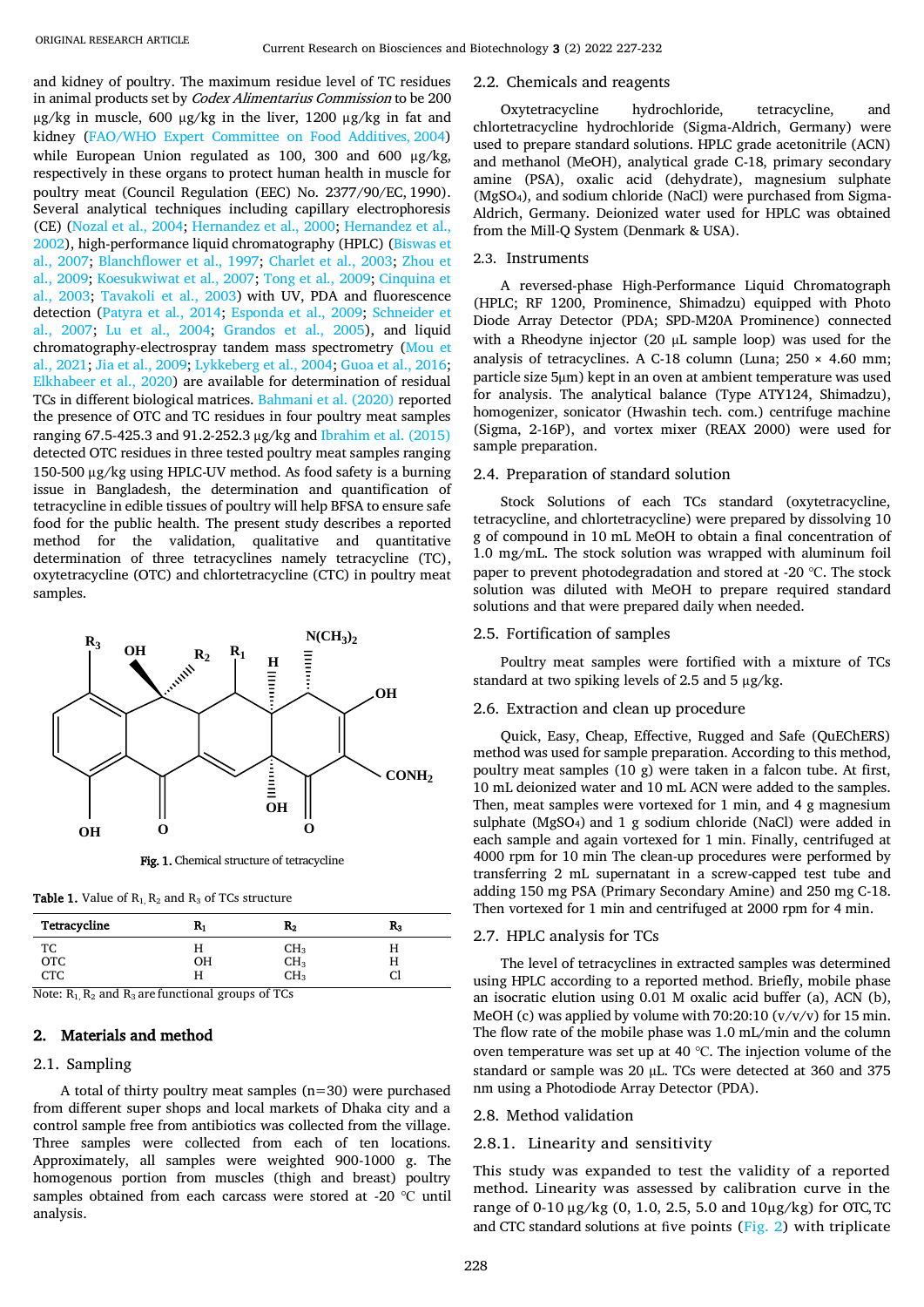and kidney of poultry. The maximum residue level of TC residues in animal products set by *Codex Alimentarius Commission* to be 200 μg/kg in muscle, 600 μg/kg in the liver, 1200 μg/kg in fat and kidney (FAO/WHO Expert Committee on Food Additives, 2004) while European Union regulated as 100, 300 and 600 μg/kg, respectively in these organs to protect human health in muscle for poultry meat (Council Regulation (EEC) No. 2377/90/EC, 1990). Several analytical techniques including capillary electrophoresis (CE) (Nozal et al., 2004; Hernandez et al., 2000; Hernandez et al., 2002), high-performance liquid chromatography (HPLC) (Biswas et al., 2007; Blanchflower et al., 1997; Charlet et al., 2003; Zhou et al., 2009; Koesukwiwat et al., 2007; Tong et al., 2009; Cinquina et al., 2003; Tavakoli et al., 2003) with UV, PDA and fluorescence detection (Patyra et al., 2014; Esponda et al., 2009; Schneider et al., 2007; Lu et al., 2004; Grandos et al., 2005), and liquid chromatography-electrospray tandem mass spectrometry (Mou et al., 2021; Jia et al., 2009; Lykkeberg et al., 2004; Guoa et al., 2016; Elkhabeer et al., 2020) are available for determination of residual TCs in different biological matrices. Bahmani et al. (2020) reported the presence of OTC and TC residues in four poultry meat samples ranging 67.5-425.3 and 91.2-252.3 μg/kg and Ibrahim et al. (2015) detected OTC residues in three tested poultry meat samples ranging 150-500 μg/kg using HPLC-UV method. As food safety is a burning issue in Bangladesh, the determination and quantification of tetracycline in edible tissues of poultry will help BFSA to ensure safe food for the public health. The present study describes a reported method for the validation, qualitative and quantitative determination of three tetracyclines namely tetracycline (TC), oxytetracycline (OTC) and chlortetracycline (CTC) in poultry meat samples.

**Fig. 1.** Chemical structure of tetracycline

**Table 1.** Value of $R_1$, $R_2$ and $R_3$ of TCs structure

| Tetracycline | $R_1$ | $R_2$ | $R_3$ |
|---|---|---|---|
| TC | H | $CH_3$ | H |
| OTC | OH | $CH_3$ | H |
| CTC | H | $CH_3$ | Cl |

Note: $R_1$, $R_2$ and $R_3$ are functional groups of TCs

## 2. Materials and method

### 2.1. Sampling

A total of thirty poultry meat samples (n=30) were purchased from different super shops and local markets of Dhaka city and a control sample free from antibiotics was collected from the village. Three samples were collected from each of ten locations. Approximately, all samples were weighted 900-1000 g. The homogenous portion from muscles (thigh and breast) poultry samples obtained from each carcass were stored at -20 °C until analysis.

### 2.2. Chemicals and reagents

Oxytetracycline hydrochloride, tetracycline, and chlortetracycline hydrochloride (Sigma-Aldrich, Germany) were used to prepare standard solutions. HPLC grade acetonitrile (ACN) and methanol (MeOH), analytical grade C-18, primary secondary amine (PSA), oxalic acid (dehydrate), magnesium sulphate ($MgSO_4$), and sodium chloride (NaCl) were purchased from Sigma-Aldrich, Germany. Deionized water used for HPLC was obtained from the Mill-Q System (Denmark & USA).

### 2.3. Instruments

A reversed-phase High-Performance Liquid Chromatograph (HPLC; RF 1200, Prominence, Shimadzu) equipped with Photo Diode Array Detector (PDA; SPD-M20A Prominence) connected with a Rheodyne injector (20 μL sample loop) was used for the analysis of tetracyclines. A C-18 column (Luna; 250 × 4.60 mm; particle size 5μm) kept in an oven at ambient temperature was used for analysis. The analytical balance (Type ATY124, Shimadzu), homogenizer, sonicator (Hwashin tech. com.) centrifuge machine (Sigma, 2-16P), and vortex mixer (REAX 2000) were used for sample preparation.

### 2.4. Preparation of standard solution

Stock Solutions of each TCs standard (oxytetracycline, tetracycline, and chlortetracycline) were prepared by dissolving 10 g of compound in 10 mL MeOH to obtain a final concentration of 1.0 mg/mL. The stock solution was wrapped with aluminum foil paper to prevent photodegradation and stored at -20 °C. The stock solution was diluted with MeOH to prepare required standard solutions and that were prepared daily when needed.

### 2.5. Fortification of samples

Poultry meat samples were fortified with a mixture of TCs standard at two spiking levels of 2.5 and 5 μg/kg.

### 2.6. Extraction and clean up procedure

Quick, Easy, Cheap, Effective, Rugged and Safe (QuEChERS) method was used for sample preparation. According to this method, poultry meat samples (10 g) were taken in a falcon tube. At first, 10 mL deionized water and 10 mL ACN were added to the samples. Then, meat samples were vortexed for 1 min, and 4 g magnesium sulphate ($MgSO_4$) and 1 g sodium chloride (NaCl) were added in each sample and again vortexed for 1 min. Finally, centrifuged at 4000 rpm for 10 min The clean-up procedures were performed by transferring 2 mL supernatant in a screw-capped test tube and adding 150 mg PSA (Primary Secondary Amine) and 250 mg C-18. Then vortexed for 1 min and centrifuged at 2000 rpm for 4 min.

### 2.7. HPLC analysis for TCs

The level of tetracyclines in extracted samples was determined using HPLC according to a reported method. Briefly, mobile phase an isocratic elution using 0.01 M oxalic acid buffer (a), ACN (b), MeOH (c) was applied by volume with 70:20:10 (v/v/v) for 15 min. The flow rate of the mobile phase was 1.0 mL/min and the column oven temperature was set up at 40 °C. The injection volume of the standard or sample was 20 μL. TCs were detected at 360 and 375 nm using a Photodiode Array Detector (PDA).

### 2.8. Method validation

#### 2.8.1. Linearity and sensitivity

This study was expanded to test the validity of a reported method. Linearity was assessed by calibration curve in the range of 0-10 μg/kg (0, 1.0, 2.5, 5.0 and 10μg/kg) for OTC, TC and CTC standard solutions at five points (Fig. 2) with triplicate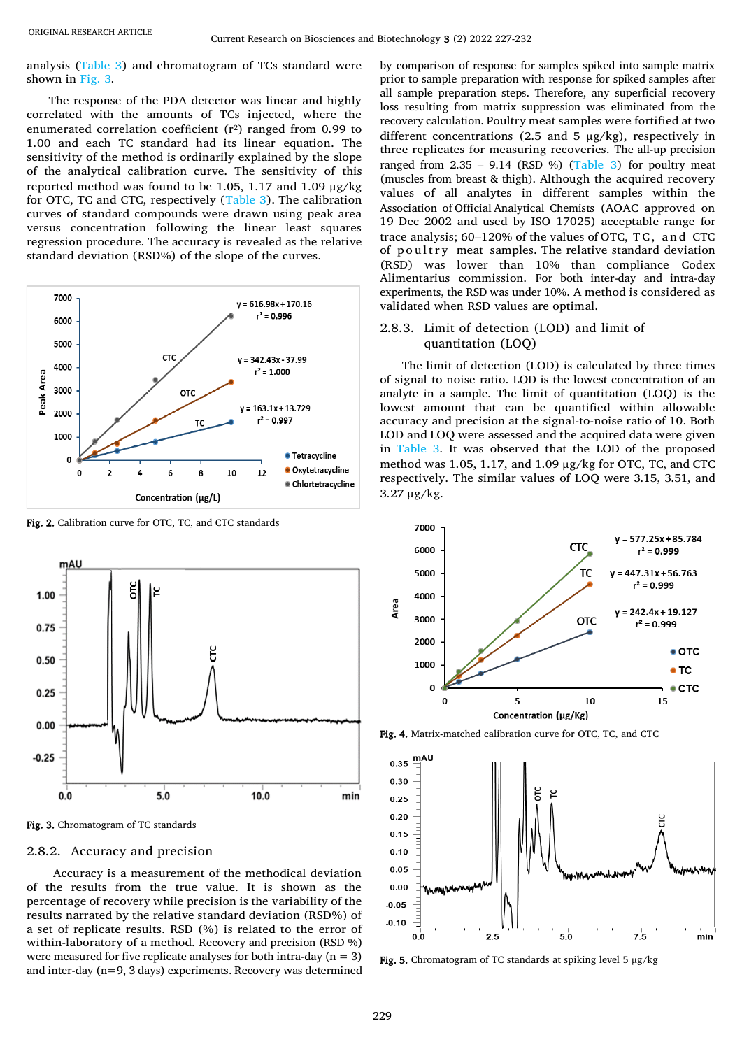analysis (Table 3) and chromatogram of TCs standard were shown in Fig. 3.

The response of the PDA detector was linear and highly correlated with the amounts of TCs injected, where the enumerated correlation coefficient ($r^2$) ranged from 0.99 to 1.00 and each TC standard had its linear equation. The sensitivity of the method is ordinarily explained by the slope of the analytical calibration curve. The sensitivity of this reported method was found to be 1.05, 1.17 and 1.09 μg/kg for OTC, TC and CTC, respectively (Table 3). The calibration curves of standard compounds were drawn using peak area versus concentration following the linear least squares regression procedure. The accuracy is revealed as the relative standard deviation (RSD%) of the slope of the curves.

**Fig. 2.** Calibration curve for OTC, TC, and CTC standards

**Fig. 3.** Chromatogram of TC standards

### 2.8.2. Accuracy and precision

Accuracy is a measurement of the methodical deviation of the results from the true value. It is shown as the percentage of recovery while precision is the variability of the results narrated by the relative standard deviation (RSD%) of a set of replicate results. RSD (%) is related to the error of within-laboratory of a method. Recovery and precision (RSD %) were measured for five replicate analyses for both intra-day (n = 3) and inter-day (n=9, 3 days) experiments. Recovery was determined by comparison of response for samples spiked into sample matrix prior to sample preparation with response for spiked samples after all sample preparation steps. Therefore, any superficial recovery loss resulting from matrix suppression was eliminated from the recovery calculation. Poultry meat samples were fortified at two different concentrations (2.5 and 5 μg/kg), respectively in three replicates for measuring recoveries. The all-up precision ranged from 2.35 – 9.14 (RSD %) (Table 3) for poultry meat (muscles from breast & thigh). Although the acquired recovery values of all analytes in different samples within the Association of Official Analytical Chemists (AOAC approved on 19 Dec 2002 and used by ISO 17025) acceptable range for trace analysis; 60–120% of the values of OTC, TC, and CTC of poultry meat samples. The relative standard deviation (RSD) was lower than 10% than compliance Codex Alimentarius commission. For both inter-day and intra-day experiments, the RSD was under 10%. A method is considered as validated when RSD values are optimal.

### 2.8.3. Limit of detection (LOD) and limit of quantitation (LOQ)

The limit of detection (LOD) is calculated by three times of signal to noise ratio. LOD is the lowest concentration of an analyte in a sample. The limit of quantitation (LOQ) is the lowest amount that can be quantified within allowable accuracy and precision at the signal-to-noise ratio of 10. Both LOD and LOQ were assessed and the acquired data were given in Table 3. It was observed that the LOD of the proposed method was 1.05, 1.17, and 1.09 μg/kg for OTC, TC, and CTC respectively. The similar values of LOQ were 3.15, 3.51, and 3.27 μg/kg.

**Fig. 4.** Matrix-matched calibration curve for OTC, TC, and CTC

**Fig. 5.** Chromatogram of TC standards at spiking level 5 μg/kg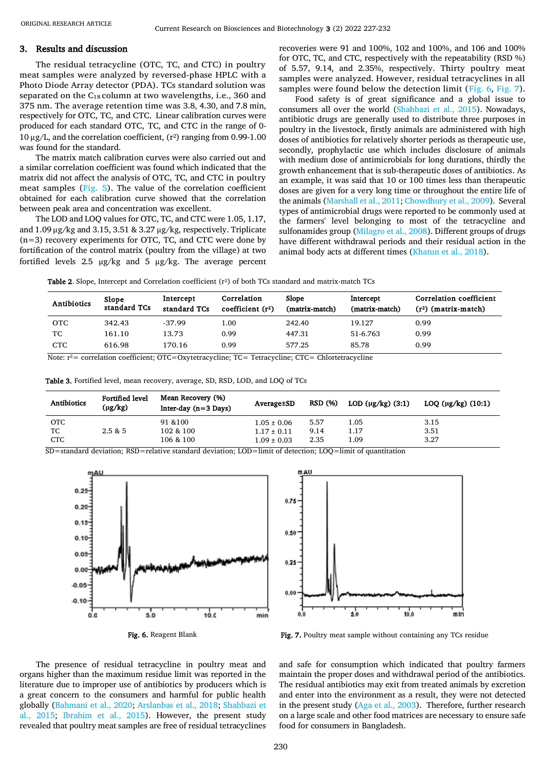## 3. Results and discussion

The residual tetracycline (OTC, TC, and CTC) in poultry meat samples were analyzed by reversed-phase HPLC with a Photo Diode Array detector (PDA). TCs standard solution was separated on the $C_{18}$ column at two wavelengths, i.e., 360 and 375 nm. The average retention time was 3.8, 4.30, and 7.8 min, respectively for OTC, TC, and CTC. Linear calibration curves were produced for each standard OTC, TC, and CTC in the range of 0-10 µg/L, and the correlation coefficient, ($r^2$) ranging from 0.99-1.00 was found for the standard.

The matrix match calibration curves were also carried out and a similar correlation coefficient was found which indicated that the matrix did not affect the analysis of OTC, TC, and CTC in poultry meat samples (Fig. 5). The value of the correlation coefficient obtained for each calibration curve showed that the correlation between peak area and concentration was excellent.

The LOD and LOQ values for OTC, TC, and CTC were 1.05, 1.17, and 1.09 µg/kg and 3.15, 3.51 & 3.27 µg/kg, respectively. Triplicate (n=3) recovery experiments for OTC, TC, and CTC were done by fortification of the control matrix (poultry from the village) at two fortified levels 2.5 µg/kg and 5 µg/kg. The average percent recoveries were 91 and 100%, 102 and 100%, and 106 and 100% for OTC, TC, and CTC, respectively with the repeatability (RSD %) of 5.57, 9.14, and 2.35%, respectively. Thirty poultry meat samples were analyzed. However, residual tetracyclines in all samples were found below the detection limit (Fig. 6, Fig. 7).

Food safety is of great significance and a global issue to consumers all over the world (Shahbazi et al., 2015). Nowadays, antibiotic drugs are generally used to distribute three purposes in poultry in the livestock, firstly animals are administered with high doses of antibiotics for relatively shorter periods as therapeutic use, secondly, prophylactic use which includes disclosure of animals with medium dose of antimicrobials for long durations, thirdly the growth enhancement that is sub-therapeutic doses of antibiotics. As an example, it was said that 10 or 100 times less than therapeutic doses are given for a very long time or throughout the entire life of the animals (Marshall et al., 2011; Chowdhury et al., 2009). Several types of antimicrobial drugs were reported to be commonly used at the farmers' level belonging to most of the tetracycline and sulfonamides group (Milagro et al., 2008). Different groups of drugs have different withdrawal periods and their residual action in the animal body acts at different times (Khatun et al., 2018).

**Table 2.** Slope, Intercept and Correlation coefficient ($r^2$) of both TCs standard and matrix-match TCs

| Antibiotics | Slope standard TCs | Intercept standard TCs | Correlation coefficient ($r^2$) | Slope (matrix-match) | Intercept (matrix-match) | Correlation coefficient ($r^2$) (matrix-match) |
|---|---|---|---|---|---|---|
| OTC | 342.43 | -37.99 | 1.00 | 242.40 | 19.127 | 0.99 |
| TC | 161.10 | 13.73 | 0.99 | 447.31 | 51-6.763 | 0.99 |
| CTC | 616.98 | 170.16 | 0.99 | 577.25 | 85.78 | 0.99 |

Note: $r^2$= correlation coefficient; OTC=Oxytetracycline; TC= Tetracycline; CTC= Chlortetracycline

**Table 3.** Fortified level, mean recovery, average, SD, RSD, LOD, and LOQ of TCs

| Antibiotics | Fortified level (µg/kg) | Mean Recovery (%) Inter-day (n=3 Days) | Average±SD | RSD (%) | LOD (µg/kg) (3:1) | LOQ (µg/kg) (10:1) |
|---|---|---|---|---|---|---|
| OTC | | 91 &100 | 1.05 ± 0.06 | 5.57 | 1.05 | 3.15 |
| TC | 2.5 & 5 | 102 & 100 | 1.17 ± 0.11 | 9.14 | 1.17 | 3.51 |
| CTC | | 106 & 100 | 1.09 ± 0.03 | 2.35 | 1.09 | 3.27 |

SD=standard deviation; RSD=relative standard deviation; LOD=limit of detection; LOQ=limit of quantitation

**Fig. 6.** Reagent Blank

**Fig. 7.** Poultry meat sample without containing any TCs residue

The presence of residual tetracycline in poultry meat and organs higher than the maximum residue limit was reported in the literature due to improper use of antibiotics by producers which is a great concern to the consumers and harmful for public health globally (Bahmani et al., 2020; Arslanbas et al., 2018; Shahbazi et al., 2015; Ibrahim et al., 2015). However, the present study revealed that poultry meat samples are free of residual tetracyclines and safe for consumption which indicated that poultry farmers maintain the proper doses and withdrawal period of the antibiotics. The residual antibiotics may exit from treated animals by excretion and enter into the environment as a result, they were not detected in the present study (Aga et al., 2003). Therefore, further research on a large scale and other food matrices are necessary to ensure safe food for consumers in Bangladesh.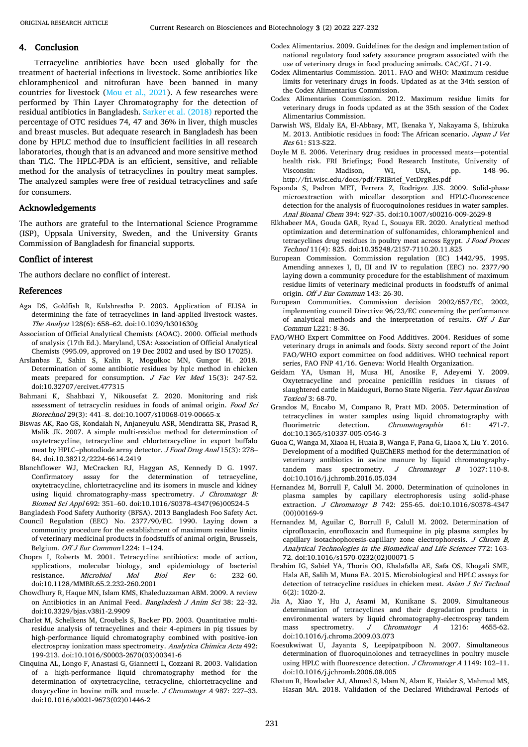## 4. Conclusion

Tetracycline antibiotics have been used globally for the treatment of bacterial infections in livestock. Some antibiotics like chloramphenicol and nitrofuran have been banned in many countries for livestock (Mou et al., 2021). A few researches were performed by Thin Layer Chromatography for the detection of residual antibiotics in Bangladesh. Sarker et al. (2018) reported the percentage of OTC residues 74, 47 and 36% in liver, thigh muscles and breast muscles. But adequate research in Bangladesh has been done by HPLC method due to insufficient facilities in all research laboratories, though that is an advanced and more sensitive method than TLC. The HPLC-PDA is an efficient, sensitive, and reliable method for the analysis of tetracyclines in poultry meat samples. The analyzed samples were free of residual tetracyclines and safe for consumers.

## Acknowledgements

The authors are grateful to the International Science Programme (ISP), Uppsala University, Sweden, and the University Grants Commission of Bangladesh for financial supports.

## Conflict of interest

The authors declare no conflict of interest.

## References

Aga DS, Goldfish R, Kulshrestha P. 2003. Application of ELISA in determining the fate of tetracyclines in land-applied livestock wastes. *The Analyst* 128(6): 658–62. doi:10.1039/b301630g

Association of Official Analytical Chemists (AOAC). 2000. Official methods of analysis (17th Ed.). Maryland, USA: Association of Official Analytical Chemists (995.09, approved on 19 Dec 2002 and used by ISO 17025).

Arslanbas E, Sahin S, Kalin R, Mogulkoc MN, Gungor H. 2018. Determination of some antibiotic residues by hplc method in chicken meats prepared for consumption. *J Fac Vet Med* 15(3): 247-52. doi:10.32707/ercivet.477315

Bahmani K, Shahbazi Y, Nikousefat Z. 2020. Monitoring and risk assessment of tetracyclin residues in foods of animal origin. *Food Sci Biotechnol* 29(3): 441–8. doi:10.1007/s10068-019-00665-x

Biswas AK, Rao GS, Kondaiah N, Anjaneyulu ASR, Mendiratta SK, Prasad R, Malik JK. 2007. A simple multi-residue method for determination of oxytetracycline, tetracycline and chlortetracycline in export buffalo meat by HPLC–photodiode array detector. *J Food Drug Anal* 15(3): 278–84. doi.10.38212/2224-6614.2419

Blanchflower WJ, McCracken RJ, Haggan AS, Kennedy D G. 1997. Confirmatory assay for the determination of tetracycline, oxytetracycline, chlortetracycline and its isomers in muscle and kidney using liquid chromatography-mass spectrometry. *J Chromatogr B: Biomed Sci Appl* 692: 351–60. doi:10.1016/S0378-4347(96)00524-5

Bangladesh Food Safety Authority (BFSA). 2013 Bangladesh Foo Safety Act.

Council Regulation (EEC) No. 2377/90/EC. 1990. Laying down a community procedure for the establishment of maximum residue limits of veterinary medicinal products in foodstuffs of animal origin, Brussels, Belgium. *Off J Eur Commun* L224: 1–124.

Chopra I, Roberts M. 2001. Tetracycline antibiotics: mode of action, applications, molecular biology, and epidemiology of bacterial resistance. *Microbiol Mol Biol Rev* 6: 232–60. doi:10.1128/MMBR.65.2.232-260.2001

Chowdhury R, Haque MN, Islam KMS, Khaleduzzaman ABM. 2009. A review on Antibiotics in an Animal Feed. *Bangladesh J Anim Sci* 38: 22–32. doi:10.3329/bjas.v38i1-2.9909

Charlet M, Schelkens M, Croubels S, Backer PD. 2003. Quantitative multi-residue analysis of tetracyclines and their 4-epimers in pig tissues by high-performance liquid chromatography combined with positive-ion electrospray ionization mass spectrometry. *Analytica Chimica Acta* 492: 199-213. doi:10.1016/S0003-2670(03)00341-6

Cinquina AL, Longo F, Anastasi G, Giannetti L, Cozzani R. 2003. Validation of a high-performance liquid chromatography method for the determination of oxytetracycline, tetracycline, chlortetracycline and doxycycline in bovine milk and muscle. *J Chromatogr A* 987: 227–33. doi:10.1016/s0021-9673(02)01446-2

Codex Alimentarius. 2009. Guidelines for the design and implementation of national regulatory food safety assurance program associated with the use of veterinary drugs in food producing animals. CAC/GL. 71-9.

Codex Alimentarius Commission. 2011. FAO and WHO: Maximum residue limits for veterinary drugs in foods. Updated as at the 34th session of the Codex Alimentarius Commission.

Codex Alimentarius Commission. 2012. Maximum residue limits for veterinary drugs in foods updated as at the 35th session of the Codex Alimentarius Commission.

Darwish WS, Eldaly EA, El-Abbasy, MT, Ikenaka Y, Nakayama S, Ishizuka M. 2013. Antibiotic residues in food: The African scenario. *Japan J Vet Res* 61: S13-S22.

Doyle M E. 2006. Veterinary drug residues in processed meats—potential health risk. FRI Briefings; Food Research Institute, University of Visconsin: Madison, WI, USA, pp. 148–96. http://fri.wisc.edu/docs/pdf/FRIBrief_VetDrgRes.pdf

Esponda S, Padron MET, Ferrera Z, Rodrigez JJS. 2009. Solid-phase microextraction with micellar desorption and HPLC-fluorescence detection for the analysis of fluoroquinolones residues in water samples. *Anal Bioanal Chem* 394: 927-35. doi:10.1007/s00216-009-2629-8

Elkhabeer MA, Gouda GAR, Ryad L, Souaya ER. 2020. Analytical method optimization and determination of sulfonamides, chloramphenicol and tetracyclines drug residues in poultry meat across Egypt. *J Food Proces Technol* 11(4): 825. doi:10.35248/2157-7110.20.11.825

European Commission. Commission regulation (EC) 1442/95. 1995. Amending annexes I, II, III and IV to regulation (EEC) no. 2377/90 laying down a community procedure for the establishment of maximum residue limits of veterinary medicinal products in foodstuffs of animal origin. *Off J Eur Commun* 143: 26-30.

European Communities. Commission decision 2002/657/EC, 2002, implementing council Directive 96/23/EC concerning the performance of analytical methods and the interpretation of results. *Off J Eur Commun* L221: 8-36.

FAO/WHO Expert Committee on Food Additives. 2004. Residues of some veterinary drugs in animals and foods. Sixty second report of the Joint FAO/WHO expert committee on food additives. WHO technical report series, FAO FNP 41/16. Geneva: World Health Organization.

Geidam YA, Usman H, Musa HI, Anosike F, Adeyemi Y. 2009. Oxytetracycline and procaine penicillin residues in tissues of slaughtered cattle in Maiduguri, Borno State Nigeria. *Terr Aquat Environ Toxicol* 3: 68-70.

Grandos M, Encabo M, Compano R, Pratt MD. 2005. Determination of tetracyclines in water samples using liquid chromatography with fluorimetric detection. *Chromatographia* 61: 471-7. doi:10.1365/s10337-005-0546-3

Guoa C, Wanga M, Xiaoa H, Huaia B, Wanga F, Pana G, Liaoa X, Liu Y. 2016. Development of a modified QuEChERS method for the determination of veterinary antibiotics in swine manure by liquid chromatography-tandem mass spectrometry. *J Chromatogr B* 1027: 110-8. doi:10.1016/j.jchromb.2016.05.034

Hernandez M, Borrull F, Calull M. 2000. Determination of quinolones in plasma samples by capillary electrophoresis using solid-phase extraction. *J Chromatogr B* 742: 255-65. doi:10.1016/S0378-4347(00)00169-9

Hernandez M, Aguilar C, Borrull F, Calull M. 2002. Determination of ciprofloxacin, enrofloxacin and flumequine in pig plasma samples by capillary isotachophoresis-capillary zone electrophoresis. *J Chrom B, Analytical Technologies in the Biomedical and Life Sciences* 772: 163-72. doi:10.1016/s1570-0232(02)00071-5

Ibrahim IG, Sabiel YA, Thoria OO, Khalafalla AE, Safa OS, Khogali SME, Hala AE, Salih M, Muna EA. 2015. Microbiological and HPLC assays for detection of tetracycline residues in chicken meat. *Asian J Sci Technol* 6(2): 1020-2.

Jia A, Xiao Y, Hu J, Asami M, Kunikane S. 2009. Simultaneous determination of tetracyclines and their degradation products in environmental waters by liquid chromatography-electrospray tandem mass spectrometry. *J Chromatogr A* 1216: 4655-62. doi:10.1016/j.chroma.2009.03.073

Koesukwiwat U, Jayanta S, Leepipatpiboon N. 2007. Simultaneous determination of fluoroquinolones and tetracyclines in poultry muscle using HPLC with fluorescence detection. *J Chromatogr A* 1149: 102–11. doi:10.1016/j.jchromb.2006.08.005

Khatun R, Howlader AJ, Ahmed S, Islam N, Alam K, Haider S, Mahmud MS, Hasan MA. 2018. Validation of the Declared Withdrawal Periods of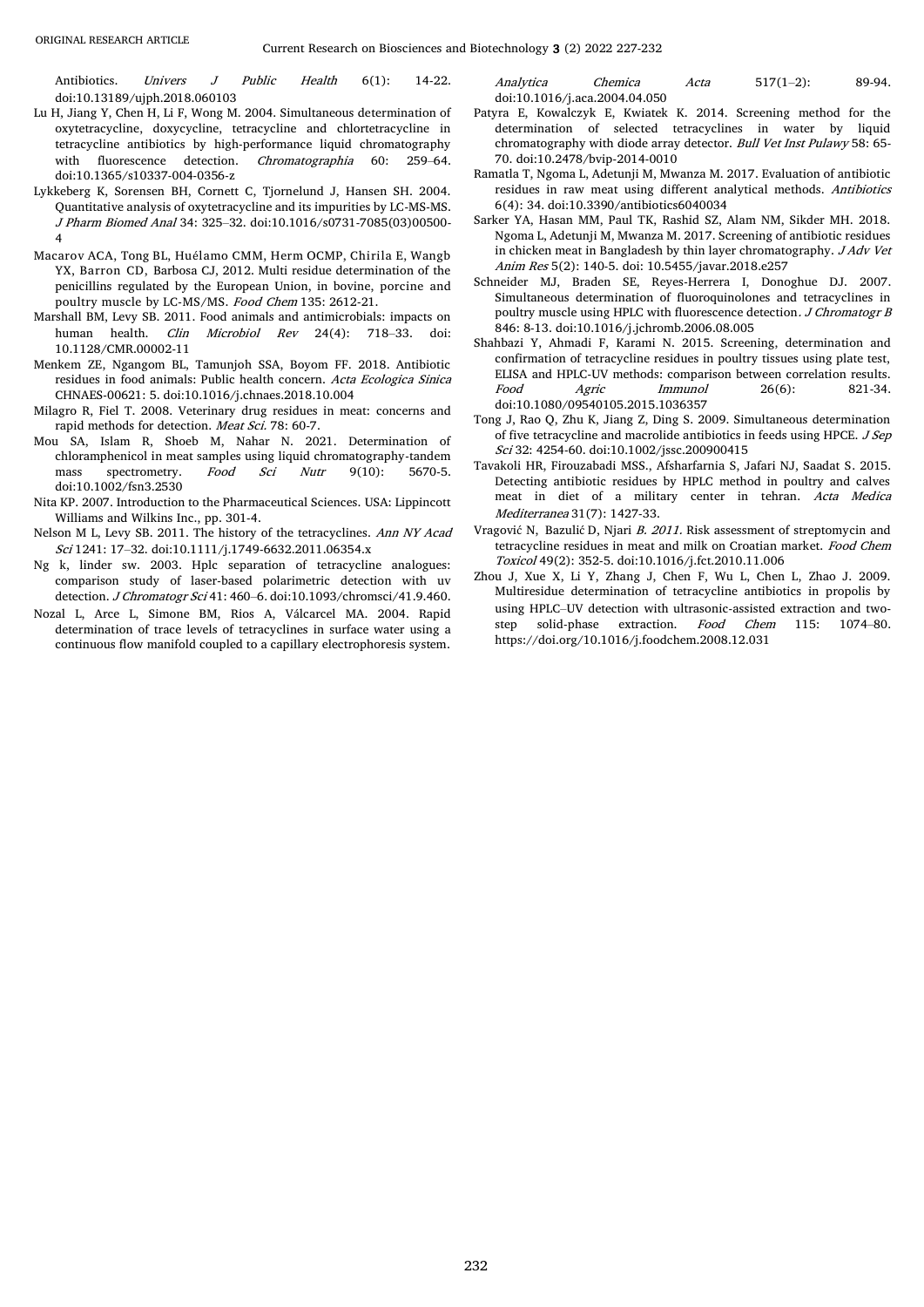Antibiotics. *Univers J Public Health* 6(1): 14-22. doi:10.13189/ujph.2018.060103

Lu H, Jiang Y, Chen H, Li F, Wong M. 2004. Simultaneous determination of oxytetracycline, doxycycline, tetracycline and chlortetracycline in tetracycline antibiotics by high-performance liquid chromatography with fluorescence detection. *Chromatographia* 60: 259–64. doi:10.1365/s10337-004-0356-z

Lykkeberg K, Sorensen BH, Cornett C, Tjornelund J, Hansen SH. 2004. Quantitative analysis of oxytetracycline and its impurities by LC-MS-MS. *J Pharm Biomed Anal* 34: 325–32. doi:10.1016/s0731-7085(03)00500-4

Macarov ACA, Tong BL, Huélamo CMM, Herm OCMP, Chirila E, Wangb YX, Barron CD, Barbosa CJ, 2012. Multi residue determination of the penicillins regulated by the European Union, in bovine, porcine and poultry muscle by LC-MS/MS. *Food Chem* 135: 2612-21.

Marshall BM, Levy SB. 2011. Food animals and antimicrobials: impacts on human health. *Clin Microbiol Rev* 24(4): 718–33. doi: 10.1128/CMR.00002-11

Menkem ZE, Ngangom BL, Tamunjoh SSA, Boyom FF. 2018. Antibiotic residues in food animals: Public health concern. *Acta Ecologica Sinica* CHNAES-00621: 5. doi:10.1016/j.chnaes.2018.10.004

Milagro R, Fiel T. 2008. Veterinary drug residues in meat: concerns and rapid methods for detection. *Meat Sci.* 78: 60-7.

Mou SA, Islam R, Shoeb M, Nahar N. 2021. Determination of chloramphenicol in meat samples using liquid chromatography-tandem mass spectrometry. *Food Sci Nutr* 9(10): 5670-5. doi:10.1002/fsn3.2530

Nita KP. 2007. Introduction to the Pharmaceutical Sciences. USA: Lippincott Williams and Wilkins Inc., pp. 301-4.

Nelson M L, Levy SB. 2011. The history of the tetracyclines. *Ann NY Acad Sci* 1241: 17–32. doi:10.1111/j.1749-6632.2011.06354.x

Ng k, linder sw. 2003. Hplc separation of tetracycline analogues: comparison study of laser-based polarimetric detection with uv detection. *J Chromatogr Sci* 41: 460–6. doi:10.1093/chromsci/41.9.460.

Nozal L, Arce L, Simone BM, Rios A, Válcarcel MA. 2004. Rapid determination of trace levels of tetracyclines in surface water using a continuous flow manifold coupled to a capillary electrophoresis system. *Analytica Chemica Acta* 517(1–2): 89-94. doi:10.1016/j.aca.2004.04.050

Patyra E, Kowalczyk E, Kwiatek K. 2014. Screening method for the determination of selected tetracyclines in water by liquid chromatography with diode array detector. *Bull Vet Inst Pulawy* 58: 65-70. doi:10.2478/bvip-2014-0010

Ramatla T, Ngoma L, Adetunji M, Mwanza M. 2017. Evaluation of antibiotic residues in raw meat using different analytical methods. *Antibiotics* 6(4): 34. doi:10.3390/antibiotics6040034

Sarker YA, Hasan MM, Paul TK, Rashid SZ, Alam NM, Sikder MH. 2018. Ngoma L, Adetunji M, Mwanza M. 2017. Screening of antibiotic residues in chicken meat in Bangladesh by thin layer chromatography. *J Adv Vet Anim Res* 5(2): 140-5. doi: 10.5455/javar.2018.e257

Schneider MJ, Braden SE, Reyes-Herrera I, Donoghue DJ. 2007. Simultaneous determination of fluoroquinolones and tetracyclines in poultry muscle using HPLC with fluorescence detection. *J Chromatogr B* 846: 8-13. doi:10.1016/j.jchromb.2006.08.005

Shahbazi Y, Ahmadi F, Karami N. 2015. Screening, determination and confirmation of tetracycline residues in poultry tissues using plate test, ELISA and HPLC-UV methods: comparison between correlation results. *Food Agric Immunol* 26(6): 821-34. doi:10.1080/09540105.2015.1036357

Tong J, Rao Q, Zhu K, Jiang Z, Ding S. 2009. Simultaneous determination of five tetracycline and macrolide antibiotics in feeds using HPCE. *J Sep Sci* 32: 4254-60. doi:10.1002/jssc.200900415

Tavakoli HR, Firouzabadi MSS., Afsharfarnia S, Jafari NJ, Saadat S. 2015. Detecting antibiotic residues by HPLC method in poultry and calves meat in diet of a military center in tehran. *Acta Medica Mediterranea* 31(7): 1427-33.

Vragović N, Bazulić D, Njari *B. 2011.* Risk assessment of streptomycin and tetracycline residues in meat and milk on Croatian market. *Food Chem Toxicol* 49(2): 352-5. doi:10.1016/j.fct.2010.11.006

Zhou J, Xue X, Li Y, Zhang J, Chen F, Wu L, Chen L, Zhao J. 2009. Multiresidue determination of tetracycline antibiotics in propolis by using HPLC–UV detection with ultrasonic-assisted extraction and two-step solid-phase extraction. *Food Chem* 115: 1074–80. https://doi.org/10.1016/j.foodchem.2008.12.031